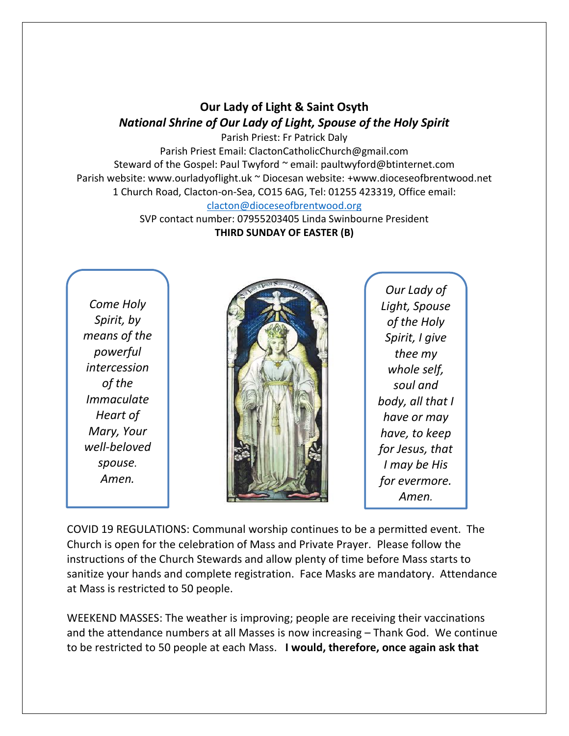# Our Lady of Light & Saint Osyth

## *National Shrine of Our Lady of Light, Spouse of the Holy Spirit*

Parish Priest: Fr Patrick Daly
Parish Priest Email: ClactonCatholicChurch@gmail.com
Steward of the Gospel: Paul Twyford ~ email: paultwyford@btinternet.com
Parish website: www.ourladyoflight.uk ~ Diocesan website: +www.dioceseofbrentwood.net
1 Church Road, Clacton-on-Sea, CO15 6AG, Tel: 01255 423319, Office email:
clacton@dioceseofbrentwood.org
SVP contact number: 07955203405 Linda Swinbourne President

**THIRD SUNDAY OF EASTER (B)**

*Come Holy Spirit, by means of the powerful intercession of the Immaculate Heart of Mary, Your well-beloved spouse. Amen.*

*Our Lady of Light, Spouse of the Holy Spirit, I give thee my whole self, soul and body, all that I have or may have, to keep for Jesus, that I may be His for evermore. Amen.*

COVID 19 REGULATIONS: Communal worship continues to be a permitted event. The Church is open for the celebration of Mass and Private Prayer. Please follow the instructions of the Church Stewards and allow plenty of time before Mass starts to sanitize your hands and complete registration. Face Masks are mandatory. Attendance at Mass is restricted to 50 people.

WEEKEND MASSES: The weather is improving; people are receiving their vaccinations and the attendance numbers at all Masses is now increasing – Thank God. We continue to be restricted to 50 people at each Mass. **I would, therefore, once again ask that**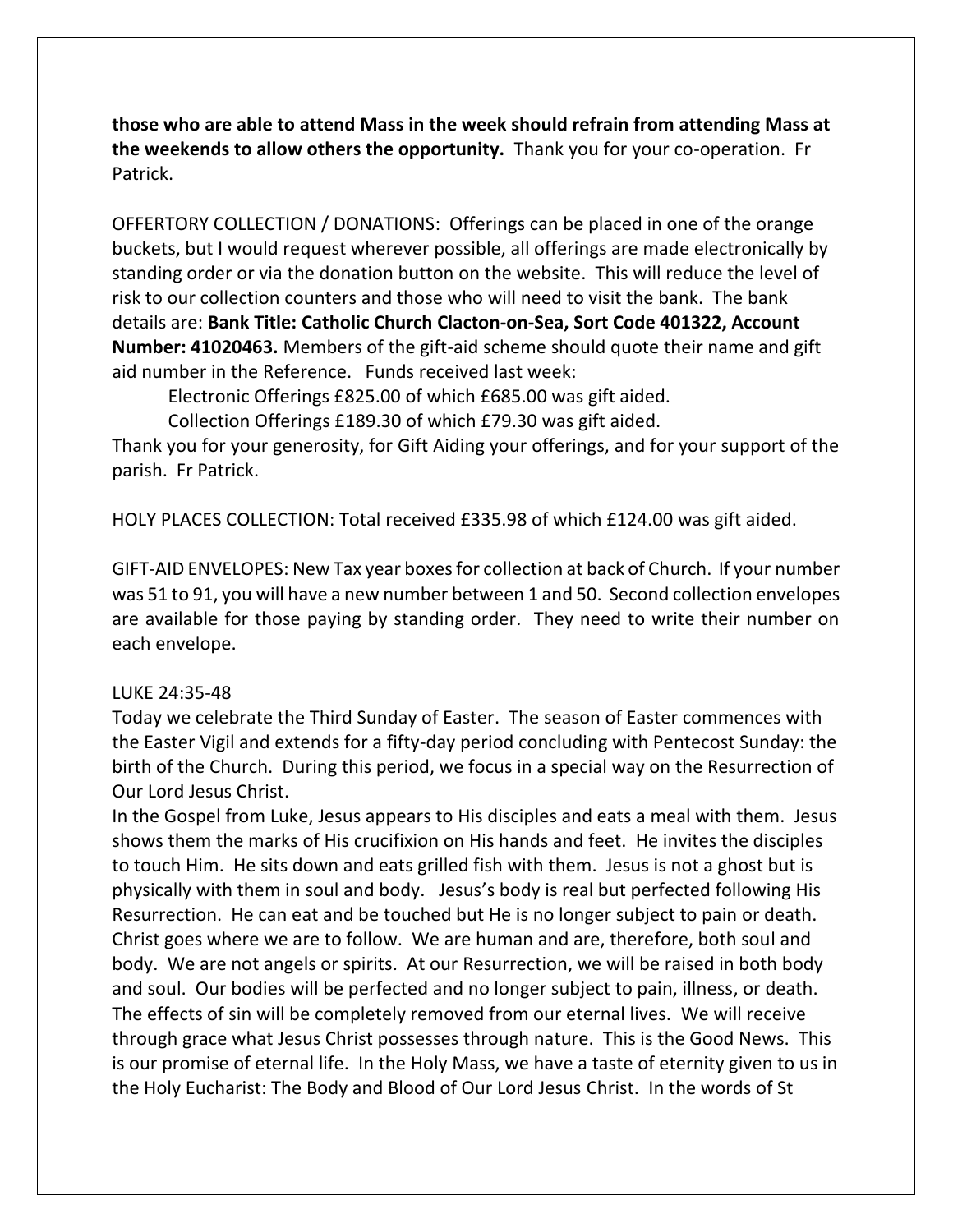**those who are able to attend Mass in the week should refrain from attending Mass at the weekends to allow others the opportunity.** Thank you for your co-operation. Fr Patrick.

OFFERTORY COLLECTION / DONATIONS: Offerings can be placed in one of the orange buckets, but I would request wherever possible, all offerings are made electronically by standing order or via the donation button on the website. This will reduce the level of risk to our collection counters and those who will need to visit the bank. The bank details are: **Bank Title: Catholic Church Clacton-on-Sea, Sort Code 401322, Account Number: 41020463.** Members of the gift-aid scheme should quote their name and gift aid number in the Reference. Funds received last week:

Electronic Offerings £825.00 of which £685.00 was gift aided.

Collection Offerings £189.30 of which £79.30 was gift aided.

Thank you for your generosity, for Gift Aiding your offerings, and for your support of the parish. Fr Patrick.

HOLY PLACES COLLECTION: Total received £335.98 of which £124.00 was gift aided.

GIFT-AID ENVELOPES: New Tax year boxes for collection at back of Church. If your number was 51 to 91, you will have a new number between 1 and 50. Second collection envelopes are available for those paying by standing order. They need to write their number on each envelope.

LUKE 24:35-48

Today we celebrate the Third Sunday of Easter. The season of Easter commences with the Easter Vigil and extends for a fifty-day period concluding with Pentecost Sunday: the birth of the Church. During this period, we focus in a special way on the Resurrection of Our Lord Jesus Christ.

In the Gospel from Luke, Jesus appears to His disciples and eats a meal with them. Jesus shows them the marks of His crucifixion on His hands and feet. He invites the disciples to touch Him. He sits down and eats grilled fish with them. Jesus is not a ghost but is physically with them in soul and body. Jesus's body is real but perfected following His Resurrection. He can eat and be touched but He is no longer subject to pain or death. Christ goes where we are to follow. We are human and are, therefore, both soul and body. We are not angels or spirits. At our Resurrection, we will be raised in both body and soul. Our bodies will be perfected and no longer subject to pain, illness, or death. The effects of sin will be completely removed from our eternal lives. We will receive through grace what Jesus Christ possesses through nature. This is the Good News. This is our promise of eternal life. In the Holy Mass, we have a taste of eternity given to us in the Holy Eucharist: The Body and Blood of Our Lord Jesus Christ. In the words of St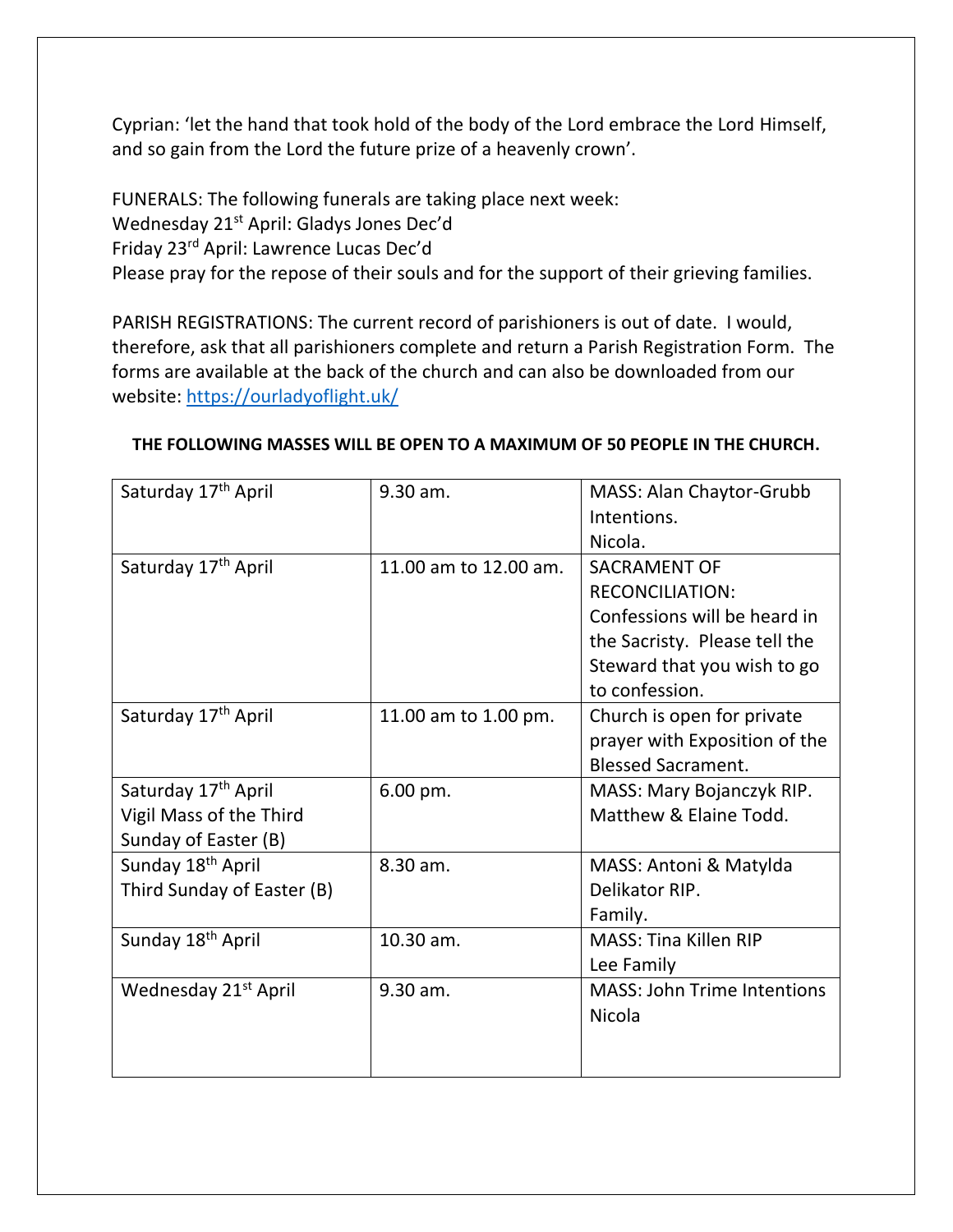Cyprian: 'let the hand that took hold of the body of the Lord embrace the Lord Himself, and so gain from the Lord the future prize of a heavenly crown'.

FUNERALS: The following funerals are taking place next week:
Wednesday 21st April: Gladys Jones Dec'd
Friday 23rd April: Lawrence Lucas Dec'd
Please pray for the repose of their souls and for the support of their grieving families.

PARISH REGISTRATIONS: The current record of parishioners is out of date. I would, therefore, ask that all parishioners complete and return a Parish Registration Form. The forms are available at the back of the church and can also be downloaded from our website: https://ourladyoflight.uk/

**THE FOLLOWING MASSES WILL BE OPEN TO A MAXIMUM OF 50 PEOPLE IN THE CHURCH.**

| | | |
|---|---|---|
| Saturday 17th April | 9.30 am. | MASS: Alan Chaytor-Grubb Intentions.<br>Nicola. |
| Saturday 17th April | 11.00 am to 12.00 am. | SACRAMENT OF RECONCILIATION: Confessions will be heard in the Sacristy. Please tell the Steward that you wish to go to confession. |
| Saturday 17th April | 11.00 am to 1.00 pm. | Church is open for private prayer with Exposition of the Blessed Sacrament. |
| Saturday 17th April<br>Vigil Mass of the Third Sunday of Easter (B) | 6.00 pm. | MASS: Mary Bojanczyk RIP.<br>Matthew & Elaine Todd. |
| Sunday 18th April<br>Third Sunday of Easter (B) | 8.30 am. | MASS: Antoni & Matylda Delikator RIP.<br>Family. |
| Sunday 18th April | 10.30 am. | MASS: Tina Killen RIP<br>Lee Family |
| Wednesday 21st April | 9.30 am. | MASS: John Trime Intentions<br>Nicola |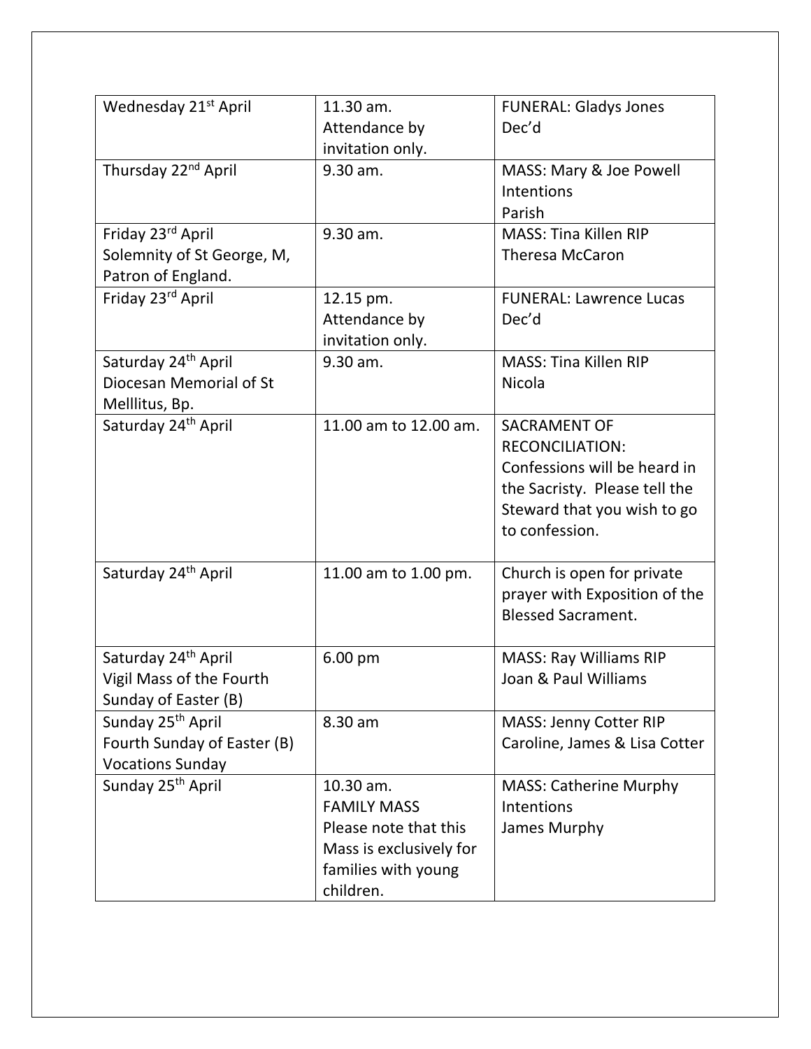| | | |
|---|---|---|
| Wednesday 21st April | 11.30 am. Attendance by invitation only. | FUNERAL: Gladys Jones Dec'd |
| Thursday 22nd April | 9.30 am. | MASS: Mary & Joe Powell Intentions Parish |
| Friday 23rd April Solemnity of St George, M, Patron of England. | 9.30 am. | MASS: Tina Killen RIP Theresa McCaron |
| Friday 23rd April | 12.15 pm. Attendance by invitation only. | FUNERAL: Lawrence Lucas Dec'd |
| Saturday 24th April Diocesan Memorial of St Melllitus, Bp. | 9.30 am. | MASS: Tina Killen RIP Nicola |
| Saturday 24th April | 11.00 am to 12.00 am. | SACRAMENT OF RECONCILIATION: Confessions will be heard in the Sacristy. Please tell the Steward that you wish to go to confession. |
| Saturday 24th April | 11.00 am to 1.00 pm. | Church is open for private prayer with Exposition of the Blessed Sacrament. |
| Saturday 24th April Vigil Mass of the Fourth Sunday of Easter (B) | 6.00 pm | MASS: Ray Williams RIP Joan & Paul Williams |
| Sunday 25th April Fourth Sunday of Easter (B) Vocations Sunday | 8.30 am | MASS: Jenny Cotter RIP Caroline, James & Lisa Cotter |
| Sunday 25th April | 10.30 am. FAMILY MASS Please note that this Mass is exclusively for families with young children. | MASS: Catherine Murphy Intentions James Murphy |